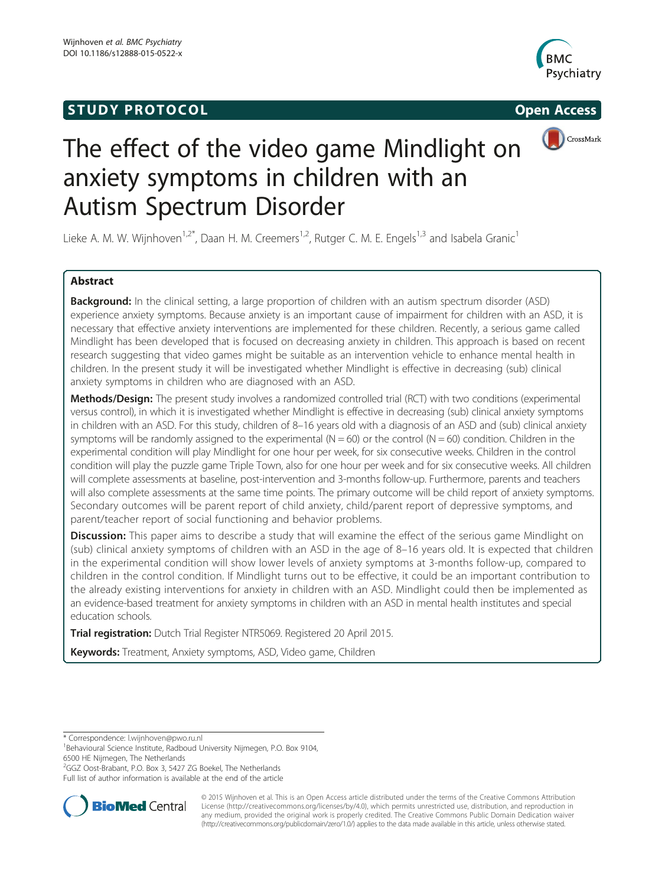STUDY PROTOCOL Open Access

# The effect of the video game Mindlight on anxiety symptoms in children with an Autism Spectrum Disorder

Lieke A. M. W. Wijnhoven[1,2*], Daan H. M. Creemers[1,2], Rutger C. M. E. Engels[1,3] and Isabela Granic[1]

## Abstract

**Background:** In the clinical setting, a large proportion of children with an autism spectrum disorder (ASD) experience anxiety symptoms. Because anxiety is an important cause of impairment for children with an ASD, it is necessary that effective anxiety interventions are implemented for these children. Recently, a serious game called Mindlight has been developed that is focused on decreasing anxiety in children. This approach is based on recent research suggesting that video games might be suitable as an intervention vehicle to enhance mental health in children. In the present study it will be investigated whether Mindlight is effective in decreasing (sub) clinical anxiety symptoms in children who are diagnosed with an ASD.

**Methods/Design:** The present study involves a randomized controlled trial (RCT) with two conditions (experimental versus control), in which it is investigated whether Mindlight is effective in decreasing (sub) clinical anxiety symptoms in children with an ASD. For this study, children of 8–16 years old with a diagnosis of an ASD and (sub) clinical anxiety symptoms will be randomly assigned to the experimental (N = 60) or the control (N = 60) condition. Children in the experimental condition will play Mindlight for one hour per week, for six consecutive weeks. Children in the control condition will play the puzzle game Triple Town, also for one hour per week and for six consecutive weeks. All children will complete assessments at baseline, post-intervention and 3-months follow-up. Furthermore, parents and teachers will also complete assessments at the same time points. The primary outcome will be child report of anxiety symptoms. Secondary outcomes will be parent report of child anxiety, child/parent report of depressive symptoms, and parent/teacher report of social functioning and behavior problems.

**Discussion:** This paper aims to describe a study that will examine the effect of the serious game Mindlight on (sub) clinical anxiety symptoms of children with an ASD in the age of 8–16 years old. It is expected that children in the experimental condition will show lower levels of anxiety symptoms at 3-months follow-up, compared to children in the control condition. If Mindlight turns out to be effective, it could be an important contribution to the already existing interventions for anxiety in children with an ASD. Mindlight could then be implemented as an evidence-based treatment for anxiety symptoms in children with an ASD in mental health institutes and special education schools.

**Trial registration:** Dutch Trial Register NTR5069. Registered 20 April 2015.

**Keywords:** Treatment, Anxiety symptoms, ASD, Video game, Children

---

\* Correspondence: l.wijnhoven@pwo.ru.nl

[1]Behavioural Science Institute, Radboud University Nijmegen, P.O. Box 9104, 6500 HE Nijmegen, The Netherlands

[2]GGZ Oost-Brabant, P.O. Box 3, 5427 ZG Boekel, The Netherlands

Full list of author information is available at the end of the article

© 2015 Wijnhoven et al. This is an Open Access article distributed under the terms of the Creative Commons Attribution License (http://creativecommons.org/licenses/by/4.0), which permits unrestricted use, distribution, and reproduction in any medium, provided the original work is properly credited. The Creative Commons Public Domain Dedication waiver (http://creativecommons.org/publicdomain/zero/1.0/) applies to the data made available in this article, unless otherwise stated.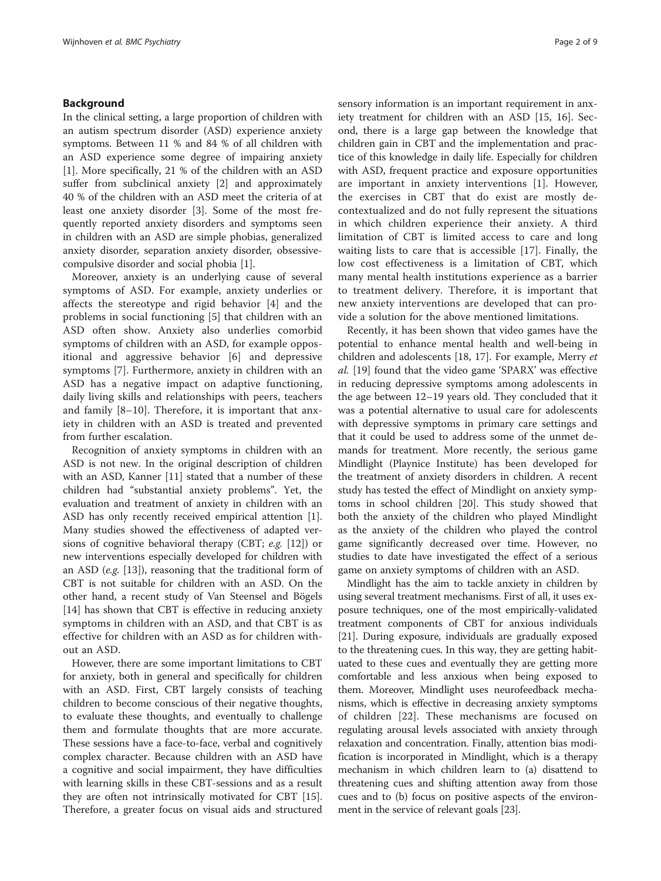## Background

In the clinical setting, a large proportion of children with an autism spectrum disorder (ASD) experience anxiety symptoms. Between 11 % and 84 % of all children with an ASD experience some degree of impairing anxiety [1]. More specifically, 21 % of the children with an ASD suffer from subclinical anxiety [2] and approximately 40 % of the children with an ASD meet the criteria of at least one anxiety disorder [3]. Some of the most frequently reported anxiety disorders and symptoms seen in children with an ASD are simple phobias, generalized anxiety disorder, separation anxiety disorder, obsessive-compulsive disorder and social phobia [1].

Moreover, anxiety is an underlying cause of several symptoms of ASD. For example, anxiety underlies or affects the stereotype and rigid behavior [4] and the problems in social functioning [5] that children with an ASD often show. Anxiety also underlies comorbid symptoms of children with an ASD, for example oppositional and aggressive behavior [6] and depressive symptoms [7]. Furthermore, anxiety in children with an ASD has a negative impact on adaptive functioning, daily living skills and relationships with peers, teachers and family [8–10]. Therefore, it is important that anxiety in children with an ASD is treated and prevented from further escalation.

Recognition of anxiety symptoms in children with an ASD is not new. In the original description of children with an ASD, Kanner [11] stated that a number of these children had "substantial anxiety problems". Yet, the evaluation and treatment of anxiety in children with an ASD has only recently received empirical attention [1]. Many studies showed the effectiveness of adapted versions of cognitive behavioral therapy (CBT; *e.g.* [12]) or new interventions especially developed for children with an ASD (*e.g.* [13]), reasoning that the traditional form of CBT is not suitable for children with an ASD. On the other hand, a recent study of Van Steensel and Bögels [14] has shown that CBT is effective in reducing anxiety symptoms in children with an ASD, and that CBT is as effective for children with an ASD as for children without an ASD.

However, there are some important limitations to CBT for anxiety, both in general and specifically for children with an ASD. First, CBT largely consists of teaching children to become conscious of their negative thoughts, to evaluate these thoughts, and eventually to challenge them and formulate thoughts that are more accurate. These sessions have a face-to-face, verbal and cognitively complex character. Because children with an ASD have a cognitive and social impairment, they have difficulties with learning skills in these CBT-sessions and as a result they are often not intrinsically motivated for CBT [15]. Therefore, a greater focus on visual aids and structured sensory information is an important requirement in anxiety treatment for children with an ASD [15, 16]. Second, there is a large gap between the knowledge that children gain in CBT and the implementation and practice of this knowledge in daily life. Especially for children with ASD, frequent practice and exposure opportunities are important in anxiety interventions [1]. However, the exercises in CBT that do exist are mostly decontextualized and do not fully represent the situations in which children experience their anxiety. A third limitation of CBT is limited access to care and long waiting lists to care that is accessible [17]. Finally, the low cost effectiveness is a limitation of CBT, which many mental health institutions experience as a barrier to treatment delivery. Therefore, it is important that new anxiety interventions are developed that can provide a solution for the above mentioned limitations.

Recently, it has been shown that video games have the potential to enhance mental health and well-being in children and adolescents [18, 17]. For example, Merry *et al.* [19] found that the video game 'SPARX' was effective in reducing depressive symptoms among adolescents in the age between 12–19 years old. They concluded that it was a potential alternative to usual care for adolescents with depressive symptoms in primary care settings and that it could be used to address some of the unmet demands for treatment. More recently, the serious game Mindlight (Playnice Institute) has been developed for the treatment of anxiety disorders in children. A recent study has tested the effect of Mindlight on anxiety symptoms in school children [20]. This study showed that both the anxiety of the children who played Mindlight as the anxiety of the children who played the control game significantly decreased over time. However, no studies to date have investigated the effect of a serious game on anxiety symptoms of children with an ASD.

Mindlight has the aim to tackle anxiety in children by using several treatment mechanisms. First of all, it uses exposure techniques, one of the most empirically-validated treatment components of CBT for anxious individuals [21]. During exposure, individuals are gradually exposed to the threatening cues. In this way, they are getting habituated to these cues and eventually they are getting more comfortable and less anxious when being exposed to them. Moreover, Mindlight uses neurofeedback mechanisms, which is effective in decreasing anxiety symptoms of children [22]. These mechanisms are focused on regulating arousal levels associated with anxiety through relaxation and concentration. Finally, attention bias modification is incorporated in Mindlight, which is a therapy mechanism in which children learn to (a) disattend to threatening cues and shifting attention away from those cues and to (b) focus on positive aspects of the environment in the service of relevant goals [23].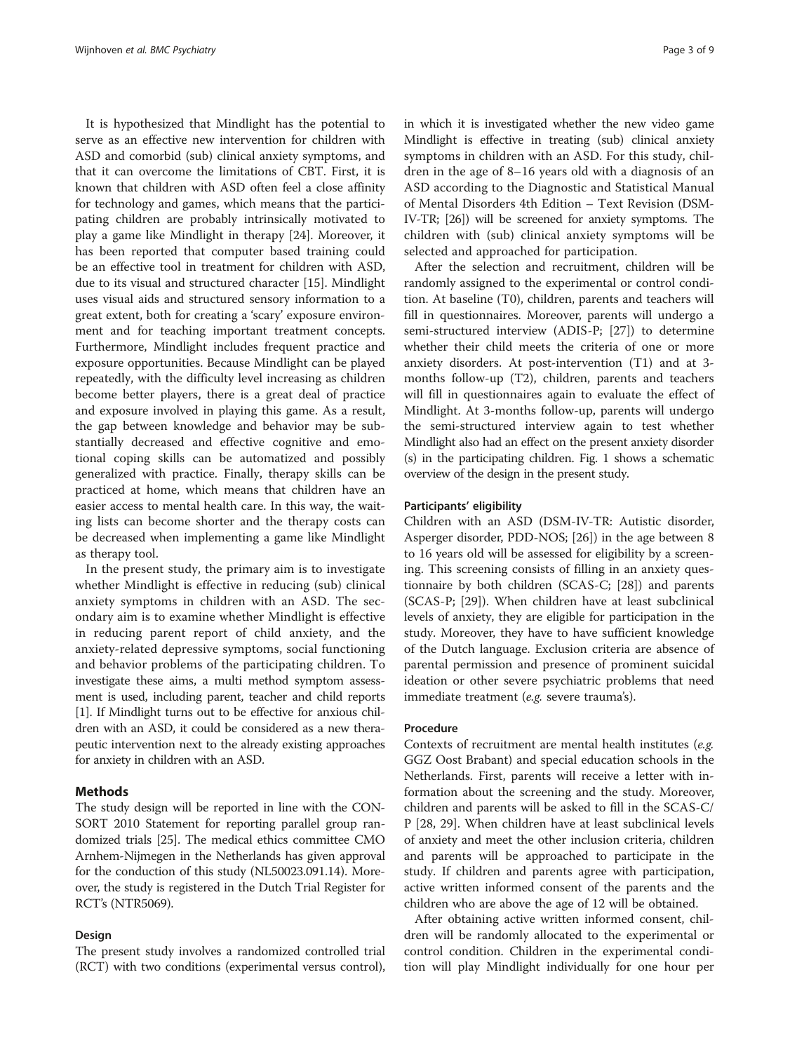It is hypothesized that Mindlight has the potential to serve as an effective new intervention for children with ASD and comorbid (sub) clinical anxiety symptoms, and that it can overcome the limitations of CBT. First, it is known that children with ASD often feel a close affinity for technology and games, which means that the participating children are probably intrinsically motivated to play a game like Mindlight in therapy [24]. Moreover, it has been reported that computer based training could be an effective tool in treatment for children with ASD, due to its visual and structured character [15]. Mindlight uses visual aids and structured sensory information to a great extent, both for creating a 'scary' exposure environment and for teaching important treatment concepts. Furthermore, Mindlight includes frequent practice and exposure opportunities. Because Mindlight can be played repeatedly, with the difficulty level increasing as children become better players, there is a great deal of practice and exposure involved in playing this game. As a result, the gap between knowledge and behavior may be substantially decreased and effective cognitive and emotional coping skills can be automatized and possibly generalized with practice. Finally, therapy skills can be practiced at home, which means that children have an easier access to mental health care. In this way, the waiting lists can become shorter and the therapy costs can be decreased when implementing a game like Mindlight as therapy tool.

In the present study, the primary aim is to investigate whether Mindlight is effective in reducing (sub) clinical anxiety symptoms in children with an ASD. The secondary aim is to examine whether Mindlight is effective in reducing parent report of child anxiety, and the anxiety-related depressive symptoms, social functioning and behavior problems of the participating children. To investigate these aims, a multi method symptom assessment is used, including parent, teacher and child reports [1]. If Mindlight turns out to be effective for anxious children with an ASD, it could be considered as a new therapeutic intervention next to the already existing approaches for anxiety in children with an ASD.

## Methods

The study design will be reported in line with the CONSORT 2010 Statement for reporting parallel group randomized trials [25]. The medical ethics committee CMO Arnhem-Nijmegen in the Netherlands has given approval for the conduction of this study (NL50023.091.14). Moreover, the study is registered in the Dutch Trial Register for RCT's (NTR5069).

### Design

The present study involves a randomized controlled trial (RCT) with two conditions (experimental versus control), in which it is investigated whether the new video game Mindlight is effective in treating (sub) clinical anxiety symptoms in children with an ASD. For this study, children in the age of 8–16 years old with a diagnosis of an ASD according to the Diagnostic and Statistical Manual of Mental Disorders 4th Edition – Text Revision (DSM-IV-TR; [26]) will be screened for anxiety symptoms. The children with (sub) clinical anxiety symptoms will be selected and approached for participation.

After the selection and recruitment, children will be randomly assigned to the experimental or control condition. At baseline (T0), children, parents and teachers will fill in questionnaires. Moreover, parents will undergo a semi-structured interview (ADIS-P; [27]) to determine whether their child meets the criteria of one or more anxiety disorders. At post-intervention (T1) and at 3-months follow-up (T2), children, parents and teachers will fill in questionnaires again to evaluate the effect of Mindlight. At 3-months follow-up, parents will undergo the semi-structured interview again to test whether Mindlight also had an effect on the present anxiety disorder (s) in the participating children. Fig. 1 shows a schematic overview of the design in the present study.

### Participants' eligibility

Children with an ASD (DSM-IV-TR: Autistic disorder, Asperger disorder, PDD-NOS; [26]) in the age between 8 to 16 years old will be assessed for eligibility by a screening. This screening consists of filling in an anxiety questionnaire by both children (SCAS-C; [28]) and parents (SCAS-P; [29]). When children have at least subclinical levels of anxiety, they are eligible for participation in the study. Moreover, they have to have sufficient knowledge of the Dutch language. Exclusion criteria are absence of parental permission and presence of prominent suicidal ideation or other severe psychiatric problems that need immediate treatment (*e.g.* severe trauma's).

### Procedure

Contexts of recruitment are mental health institutes (*e.g.* GGZ Oost Brabant) and special education schools in the Netherlands. First, parents will receive a letter with information about the screening and the study. Moreover, children and parents will be asked to fill in the SCAS-C/P [28, 29]. When children have at least subclinical levels of anxiety and meet the other inclusion criteria, children and parents will be approached to participate in the study. If children and parents agree with participation, active written informed consent of the parents and the children who are above the age of 12 will be obtained.

After obtaining active written informed consent, children will be randomly allocated to the experimental or control condition. Children in the experimental condition will play Mindlight individually for one hour per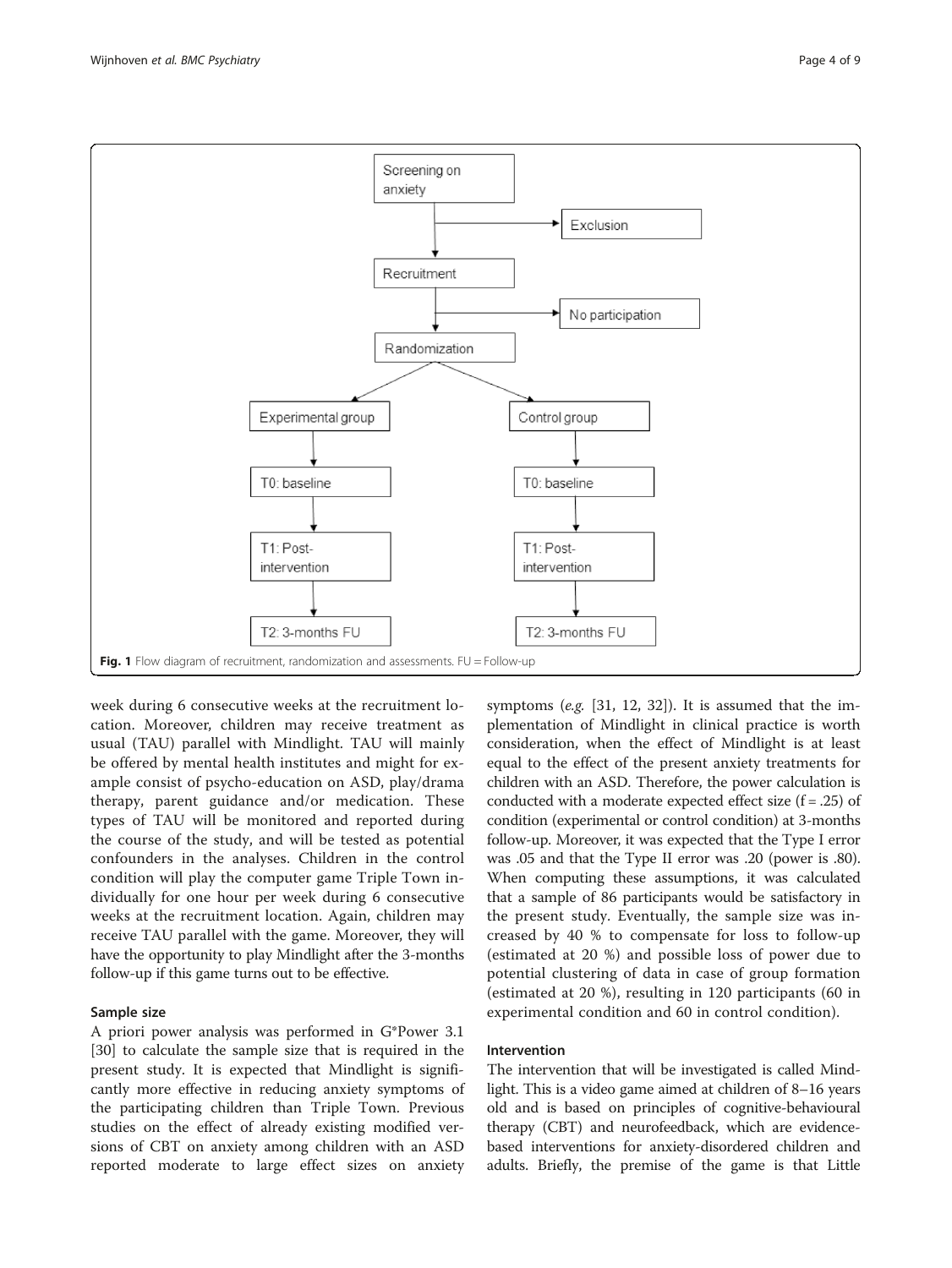Fig. 1 Flow diagram of recruitment, randomization and assessments. FU = Follow-up

week during 6 consecutive weeks at the recruitment location. Moreover, children may receive treatment as usual (TAU) parallel with Mindlight. TAU will mainly be offered by mental health institutes and might for example consist of psycho-education on ASD, play/drama therapy, parent guidance and/or medication. These types of TAU will be monitored and reported during the course of the study, and will be tested as potential confounders in the analyses. Children in the control condition will play the computer game Triple Town individually for one hour per week during 6 consecutive weeks at the recruitment location. Again, children may receive TAU parallel with the game. Moreover, they will have the opportunity to play Mindlight after the 3-months follow-up if this game turns out to be effective.

### Sample size

A priori power analysis was performed in G*Power 3.1 [30] to calculate the sample size that is required in the present study. It is expected that Mindlight is significantly more effective in reducing anxiety symptoms of the participating children than Triple Town. Previous studies on the effect of already existing modified versions of CBT on anxiety among children with an ASD reported moderate to large effect sizes on anxiety symptoms (*e.g.* [31, 12, 32]). It is assumed that the implementation of Mindlight in clinical practice is worth consideration, when the effect of Mindlight is at least equal to the effect of the present anxiety treatments for children with an ASD. Therefore, the power calculation is conducted with a moderate expected effect size ($f = .25$) of condition (experimental or control condition) at 3-months follow-up. Moreover, it was expected that the Type I error was .05 and that the Type II error was .20 (power is .80). When computing these assumptions, it was calculated that a sample of 86 participants would be satisfactory in the present study. Eventually, the sample size was increased by 40 % to compensate for loss to follow-up (estimated at 20 %) and possible loss of power due to potential clustering of data in case of group formation (estimated at 20 %), resulting in 120 participants (60 in experimental condition and 60 in control condition).

### Intervention

The intervention that will be investigated is called Mindlight. This is a video game aimed at children of 8–16 years old and is based on principles of cognitive-behavioural therapy (CBT) and neurofeedback, which are evidence-based interventions for anxiety-disordered children and adults. Briefly, the premise of the game is that Little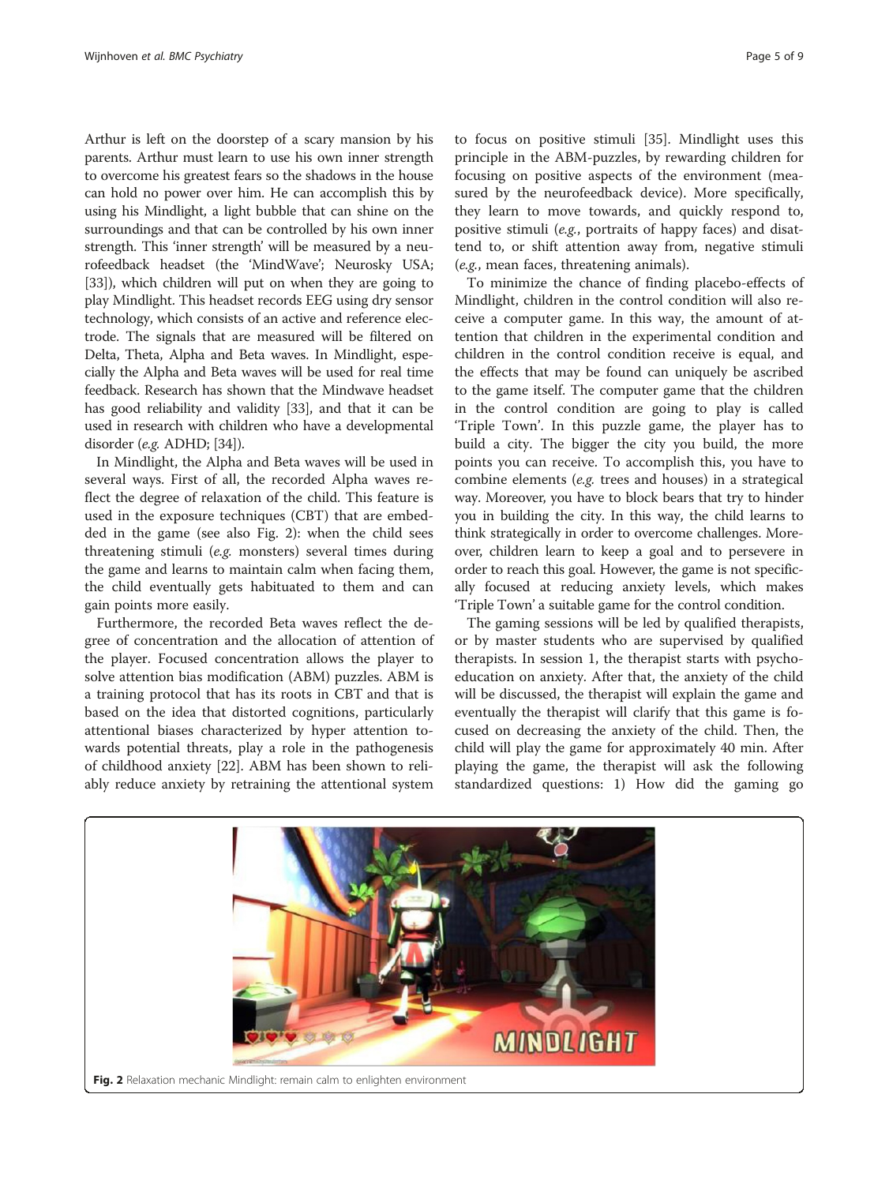Arthur is left on the doorstep of a scary mansion by his parents. Arthur must learn to use his own inner strength to overcome his greatest fears so the shadows in the house can hold no power over him. He can accomplish this by using his Mindlight, a light bubble that can shine on the surroundings and that can be controlled by his own inner strength. This 'inner strength' will be measured by a neurofeedback headset (the 'MindWave'; Neurosky USA; [33]), which children will put on when they are going to play Mindlight. This headset records EEG using dry sensor technology, which consists of an active and reference electrode. The signals that are measured will be filtered on Delta, Theta, Alpha and Beta waves. In Mindlight, especially the Alpha and Beta waves will be used for real time feedback. Research has shown that the Mindwave headset has good reliability and validity [33], and that it can be used in research with children who have a developmental disorder (*e.g.* ADHD; [34]).

In Mindlight, the Alpha and Beta waves will be used in several ways. First of all, the recorded Alpha waves reflect the degree of relaxation of the child. This feature is used in the exposure techniques (CBT) that are embedded in the game (see also Fig. 2): when the child sees threatening stimuli (*e.g.* monsters) several times during the game and learns to maintain calm when facing them, the child eventually gets habituated to them and can gain points more easily.

Furthermore, the recorded Beta waves reflect the degree of concentration and the allocation of attention of the player. Focused concentration allows the player to solve attention bias modification (ABM) puzzles. ABM is a training protocol that has its roots in CBT and that is based on the idea that distorted cognitions, particularly attentional biases characterized by hyper attention towards potential threats, play a role in the pathogenesis of childhood anxiety [22]. ABM has been shown to reliably reduce anxiety by retraining the attentional system to focus on positive stimuli [35]. Mindlight uses this principle in the ABM-puzzles, by rewarding children for focusing on positive aspects of the environment (measured by the neurofeedback device). More specifically, they learn to move towards, and quickly respond to, positive stimuli (*e.g.*, portraits of happy faces) and disattend to, or shift attention away from, negative stimuli (*e.g.*, mean faces, threatening animals).

To minimize the chance of finding placebo-effects of Mindlight, children in the control condition will also receive a computer game. In this way, the amount of attention that children in the experimental condition and children in the control condition receive is equal, and the effects that may be found can uniquely be ascribed to the game itself. The computer game that the children in the control condition are going to play is called 'Triple Town'. In this puzzle game, the player has to build a city. The bigger the city you build, the more points you can receive. To accomplish this, you have to combine elements (*e.g.* trees and houses) in a strategical way. Moreover, you have to block bears that try to hinder you in building the city. In this way, the child learns to think strategically in order to overcome challenges. Moreover, children learn to keep a goal and to persevere in order to reach this goal. However, the game is not specifically focused at reducing anxiety levels, which makes 'Triple Town' a suitable game for the control condition.

The gaming sessions will be led by qualified therapists, or by master students who are supervised by qualified therapists. In session 1, the therapist starts with psychoeducation on anxiety. After that, the anxiety of the child will be discussed, the therapist will explain the game and eventually the therapist will clarify that this game is focused on decreasing the anxiety of the child. Then, the child will play the game for approximately 40 min. After playing the game, the therapist will ask the following standardized questions: 1) How did the gaming go

**Fig. 2** Relaxation mechanic Mindlight: remain calm to enlighten environment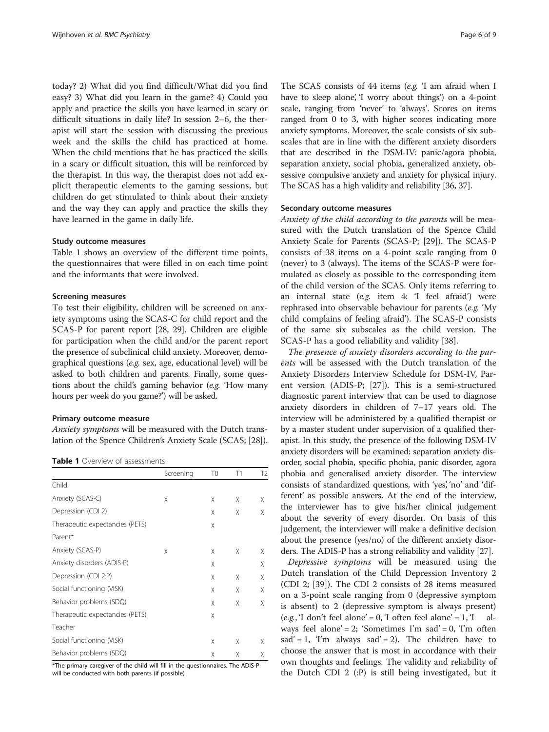today? 2) What did you find difficult/What did you find easy? 3) What did you learn in the game? 4) Could you apply and practice the skills you have learned in scary or difficult situations in daily life? In session 2–6, the therapist will start the session with discussing the previous week and the skills the child has practiced at home. When the child mentions that he has practiced the skills in a scary or difficult situation, this will be reinforced by the therapist. In this way, the therapist does not add explicit therapeutic elements to the gaming sessions, but children do get stimulated to think about their anxiety and the way they can apply and practice the skills they have learned in the game in daily life.

### Study outcome measures

Table 1 shows an overview of the different time points, the questionnaires that were filled in on each time point and the informants that were involved.

### Screening measures

To test their eligibility, children will be screened on anxiety symptoms using the SCAS-C for child report and the SCAS-P for parent report [28, 29]. Children are eligible for participation when the child and/or the parent report the presence of subclinical child anxiety. Moreover, demographical questions (*e.g.* sex, age, educational level) will be asked to both children and parents. Finally, some questions about the child's gaming behavior (*e.g.* 'How many hours per week do you game?') will be asked.

### Primary outcome measure

*Anxiety symptoms* will be measured with the Dutch translation of the Spence Children's Anxiety Scale (SCAS; [28]).

**Table 1** Overview of assessments

| | Screening | T0 | T1 | T2 |
|---|---|---|---|---|
| Child | | | | |
| Anxiety (SCAS-C) | X | X | X | X |
| Depression (CDI 2) | | X | X | X |
| Therapeutic expectancies (PETS) | | X | | |
| Parent* | | | | |
| Anxiety (SCAS-P) | X | X | X | X |
| Anxiety disorders (ADIS-P) | | X | | X |
| Depression (CDI 2:P) | | X | X | X |
| Social functioning (VISK) | | X | X | X |
| Behavior problems (SDQ) | | X | X | X |
| Therapeutic expectancies (PETS) | | X | | |
| Teacher | | | | |
| Social functioning (VISK) | | X | X | X |
| Behavior problems (SDQ) | | X | X | X |

*The primary caregiver of the child will fill in the questionnaires. The ADIS-P will be conducted with both parents (if possible)

The SCAS consists of 44 items (*e.g.* 'I am afraid when I have to sleep alone', 'I worry about things') on a 4-point scale, ranging from 'never' to 'always'. Scores on items ranged from 0 to 3, with higher scores indicating more anxiety symptoms. Moreover, the scale consists of six subscales that are in line with the different anxiety disorders that are described in the DSM-IV: panic/agora phobia, separation anxiety, social phobia, generalized anxiety, obsessive compulsive anxiety and anxiety for physical injury. The SCAS has a high validity and reliability [36, 37].

### Secondary outcome measures

*Anxiety of the child according to the parents* will be measured with the Dutch translation of the Spence Child Anxiety Scale for Parents (SCAS-P; [29]). The SCAS-P consists of 38 items on a 4-point scale ranging from 0 (never) to 3 (always). The items of the SCAS-P were formulated as closely as possible to the corresponding item of the child version of the SCAS. Only items referring to an internal state (*e.g.* item 4: 'I feel afraid') were rephrased into observable behaviour for parents (*e.g.* 'My child complains of feeling afraid'). The SCAS-P consists of the same six subscales as the child version. The SCAS-P has a good reliability and validity [38].

*The presence of anxiety disorders according to the parents* will be assessed with the Dutch translation of the Anxiety Disorders Interview Schedule for DSM-IV, Parent version (ADIS-P; [27]). This is a semi-structured diagnostic parent interview that can be used to diagnose anxiety disorders in children of 7–17 years old. The interview will be administered by a qualified therapist or by a master student under supervision of a qualified therapist. In this study, the presence of the following DSM-IV anxiety disorders will be examined: separation anxiety disorder, social phobia, specific phobia, panic disorder, agora phobia and generalised anxiety disorder. The interview consists of standardized questions, with 'yes', 'no' and 'different' as possible answers. At the end of the interview, the interviewer has to give his/her clinical judgement about the severity of every disorder. On basis of this judgement, the interviewer will make a definitive decision about the presence (yes/no) of the different anxiety disorders. The ADIS-P has a strong reliability and validity [27].

*Depressive symptoms* will be measured using the Dutch translation of the Child Depression Inventory 2 (CDI 2; [39]). The CDI 2 consists of 28 items measured on a 3-point scale ranging from 0 (depressive symptom is absent) to 2 (depressive symptom is always present) (*e.g.*, 'I don't feel alone' = 0, 'I often feel alone' = 1, 'I always feel alone' = 2; 'Sometimes I'm sad' = 0, 'I'm often sad' = 1, 'I'm always sad' = 2). The children have to choose the answer that is most in accordance with their own thoughts and feelings. The validity and reliability of the Dutch CDI 2 (:P) is still being investigated, but it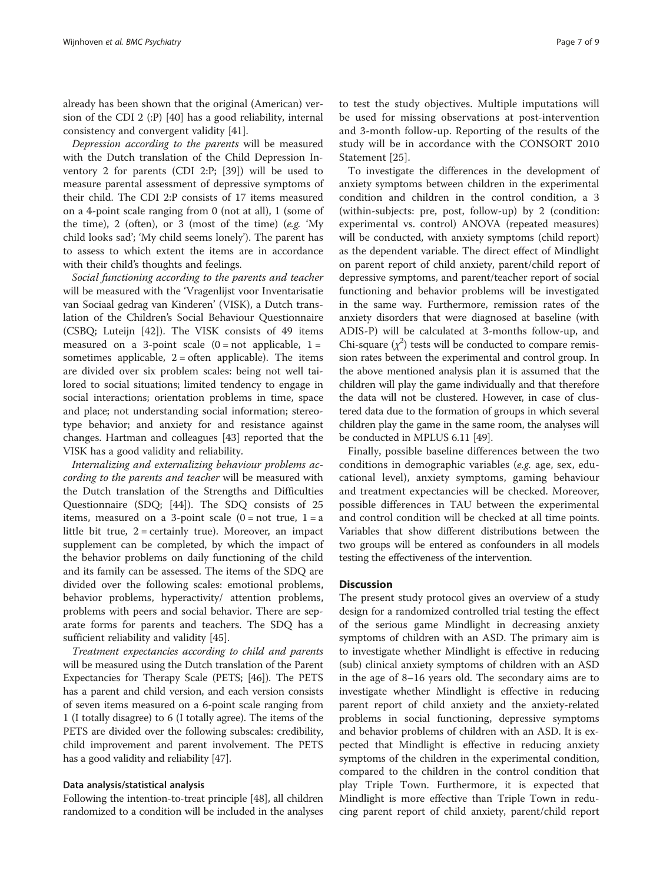already has been shown that the original (American) version of the CDI 2 (:P) [40] has a good reliability, internal consistency and convergent validity [41].

*Depression according to the parents* will be measured with the Dutch translation of the Child Depression Inventory 2 for parents (CDI 2:P; [39]) will be used to measure parental assessment of depressive symptoms of their child. The CDI 2:P consists of 17 items measured on a 4-point scale ranging from 0 (not at all), 1 (some of the time), 2 (often), or 3 (most of the time) (*e.g.* 'My child looks sad'; 'My child seems lonely'). The parent has to assess to which extent the items are in accordance with their child's thoughts and feelings.

*Social functioning according to the parents and teacher* will be measured with the 'Vragenlijst voor Inventarisatie van Sociaal gedrag van Kinderen' (VISK), a Dutch translation of the Children's Social Behaviour Questionnaire (CSBQ; Luteijn [42]). The VISK consists of 49 items measured on a 3-point scale (0 = not applicable, 1 = sometimes applicable, 2 = often applicable). The items are divided over six problem scales: being not well tailored to social situations; limited tendency to engage in social interactions; orientation problems in time, space and place; not understanding social information; stereotype behavior; and anxiety for and resistance against changes. Hartman and colleagues [43] reported that the VISK has a good validity and reliability.

*Internalizing and externalizing behaviour problems according to the parents and teacher* will be measured with the Dutch translation of the Strengths and Difficulties Questionnaire (SDQ; [44]). The SDQ consists of 25 items, measured on a 3-point scale (0 = not true, 1 = a little bit true, 2 = certainly true). Moreover, an impact supplement can be completed, by which the impact of the behavior problems on daily functioning of the child and its family can be assessed. The items of the SDQ are divided over the following scales: emotional problems, behavior problems, hyperactivity/ attention problems, problems with peers and social behavior. There are separate forms for parents and teachers. The SDQ has a sufficient reliability and validity [45].

*Treatment expectancies according to child and parents* will be measured using the Dutch translation of the Parent Expectancies for Therapy Scale (PETS; [46]). The PETS has a parent and child version, and each version consists of seven items measured on a 6-point scale ranging from 1 (I totally disagree) to 6 (I totally agree). The items of the PETS are divided over the following subscales: credibility, child improvement and parent involvement. The PETS has a good validity and reliability [47].

### Data analysis/statistical analysis

Following the intention-to-treat principle [48], all children randomized to a condition will be included in the analyses to test the study objectives. Multiple imputations will be used for missing observations at post-intervention and 3-month follow-up. Reporting of the results of the study will be in accordance with the CONSORT 2010 Statement [25].

To investigate the differences in the development of anxiety symptoms between children in the experimental condition and children in the control condition, a 3 (within-subjects: pre, post, follow-up) by 2 (condition: experimental vs. control) ANOVA (repeated measures) will be conducted, with anxiety symptoms (child report) as the dependent variable. The direct effect of Mindlight on parent report of child anxiety, parent/child report of depressive symptoms, and parent/teacher report of social functioning and behavior problems will be investigated in the same way. Furthermore, remission rates of the anxiety disorders that were diagnosed at baseline (with ADIS-P) will be calculated at 3-months follow-up, and Chi-square ($\chi^2$) tests will be conducted to compare remission rates between the experimental and control group. In the above mentioned analysis plan it is assumed that the children will play the game individually and that therefore the data will not be clustered. However, in case of clustered data due to the formation of groups in which several children play the game in the same room, the analyses will be conducted in MPLUS 6.11 [49].

Finally, possible baseline differences between the two conditions in demographic variables (*e.g.* age, sex, educational level), anxiety symptoms, gaming behaviour and treatment expectancies will be checked. Moreover, possible differences in TAU between the experimental and control condition will be checked at all time points. Variables that show different distributions between the two groups will be entered as confounders in all models testing the effectiveness of the intervention.

## Discussion

The present study protocol gives an overview of a study design for a randomized controlled trial testing the effect of the serious game Mindlight in decreasing anxiety symptoms of children with an ASD. The primary aim is to investigate whether Mindlight is effective in reducing (sub) clinical anxiety symptoms of children with an ASD in the age of 8–16 years old. The secondary aims are to investigate whether Mindlight is effective in reducing parent report of child anxiety and the anxiety-related problems in social functioning, depressive symptoms and behavior problems of children with an ASD. It is expected that Mindlight is effective in reducing anxiety symptoms of the children in the experimental condition, compared to the children in the control condition that play Triple Town. Furthermore, it is expected that Mindlight is more effective than Triple Town in reducing parent report of child anxiety, parent/child report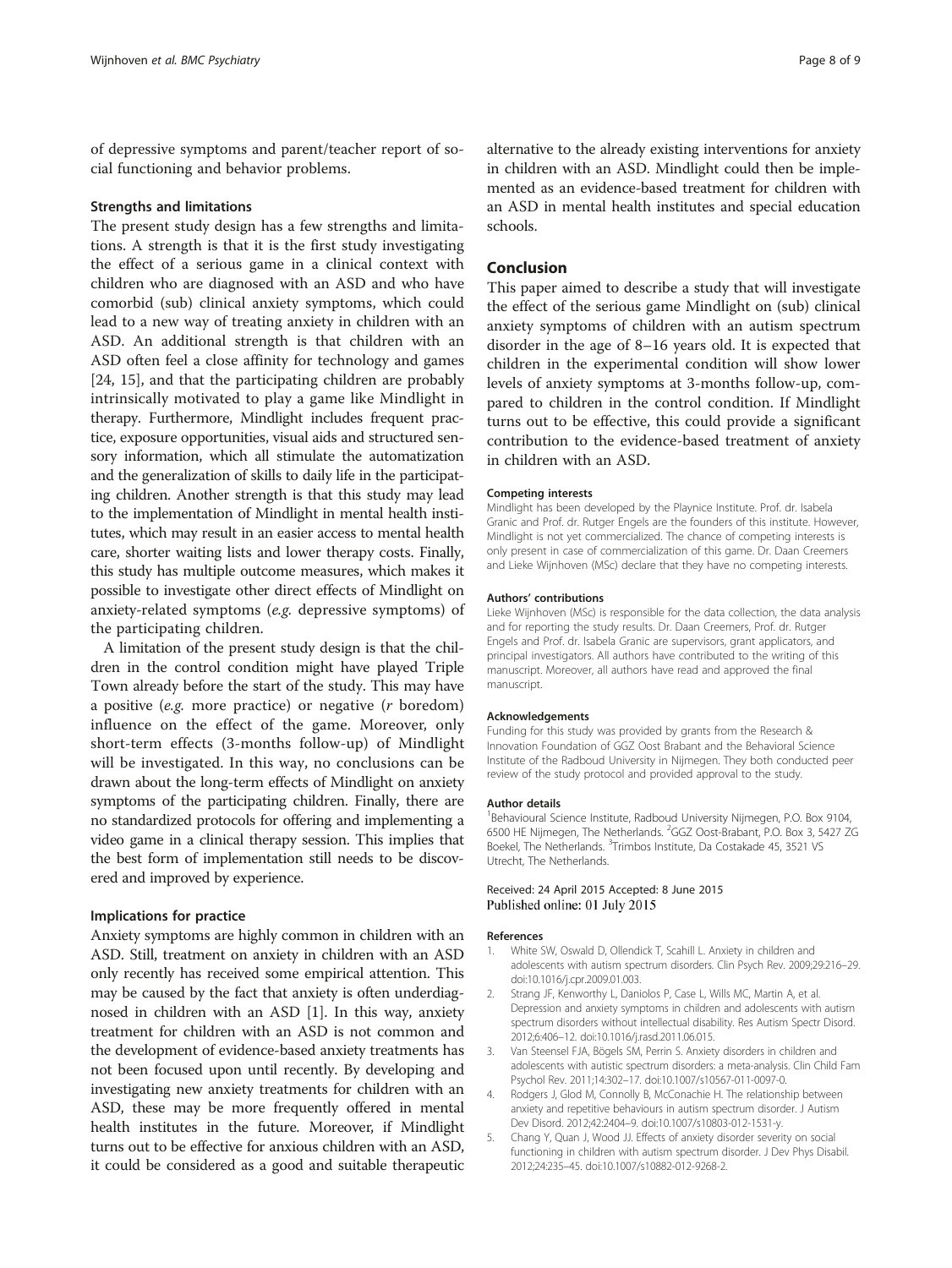of depressive symptoms and parent/teacher report of social functioning and behavior problems.

### Strengths and limitations

The present study design has a few strengths and limitations. A strength is that it is the first study investigating the effect of a serious game in a clinical context with children who are diagnosed with an ASD and who have comorbid (sub) clinical anxiety symptoms, which could lead to a new way of treating anxiety in children with an ASD. An additional strength is that children with an ASD often feel a close affinity for technology and games [24, 15], and that the participating children are probably intrinsically motivated to play a game like Mindlight in therapy. Furthermore, Mindlight includes frequent practice, exposure opportunities, visual aids and structured sensory information, which all stimulate the automatization and the generalization of skills to daily life in the participating children. Another strength is that this study may lead to the implementation of Mindlight in mental health institutes, which may result in an easier access to mental health care, shorter waiting lists and lower therapy costs. Finally, this study has multiple outcome measures, which makes it possible to investigate other direct effects of Mindlight on anxiety-related symptoms (*e.g.* depressive symptoms) of the participating children.

A limitation of the present study design is that the children in the control condition might have played Triple Town already before the start of the study. This may have a positive (*e.g.* more practice) or negative (*r* boredom) influence on the effect of the game. Moreover, only short-term effects (3-months follow-up) of Mindlight will be investigated. In this way, no conclusions can be drawn about the long-term effects of Mindlight on anxiety symptoms of the participating children. Finally, there are no standardized protocols for offering and implementing a video game in a clinical therapy session. This implies that the best form of implementation still needs to be discovered and improved by experience.

### Implications for practice

Anxiety symptoms are highly common in children with an ASD. Still, treatment on anxiety in children with an ASD only recently has received some empirical attention. This may be caused by the fact that anxiety is often underdiagnosed in children with an ASD [1]. In this way, anxiety treatment for children with an ASD is not common and the development of evidence-based anxiety treatments has not been focused upon until recently. By developing and investigating new anxiety treatments for children with an ASD, these may be more frequently offered in mental health institutes in the future. Moreover, if Mindlight turns out to be effective for anxious children with an ASD, it could be considered as a good and suitable therapeutic alternative to the already existing interventions for anxiety in children with an ASD. Mindlight could then be implemented as an evidence-based treatment for children with an ASD in mental health institutes and special education schools.

## Conclusion

This paper aimed to describe a study that will investigate the effect of the serious game Mindlight on (sub) clinical anxiety symptoms of children with an autism spectrum disorder in the age of 8–16 years old. It is expected that children in the experimental condition will show lower levels of anxiety symptoms at 3-months follow-up, compared to children in the control condition. If Mindlight turns out to be effective, this could provide a significant contribution to the evidence-based treatment of anxiety in children with an ASD.

#### Competing interests

Mindlight has been developed by the Playnice Institute. Prof. dr. Isabela Granic and Prof. dr. Rutger Engels are the founders of this institute. However, Mindlight is not yet commercialized. The chance of competing interests is only present in case of commercialization of this game. Dr. Daan Creemers and Lieke Wijnhoven (MSc) declare that they have no competing interests.

#### Authors' contributions

Lieke Wijnhoven (MSc) is responsible for the data collection, the data analysis and for reporting the study results. Dr. Daan Creemers, Prof. dr. Rutger Engels and Prof. dr. Isabela Granic are supervisors, grant applicators, and principal investigators. All authors have contributed to the writing of this manuscript. Moreover, all authors have read and approved the final manuscript.

#### Acknowledgements

Funding for this study was provided by grants from the Research & Innovation Foundation of GGZ Oost Brabant and the Behavioral Science Institute of the Radboud University in Nijmegen. They both conducted peer review of the study protocol and provided approval to the study.

#### Author details

[1]Behavioural Science Institute, Radboud University Nijmegen, P.O. Box 9104, 6500 HE Nijmegen, The Netherlands. [2]GGZ Oost-Brabant, P.O. Box 3, 5427 ZG Boekel, The Netherlands. [3]Trimbos Institute, Da Costakade 45, 3521 VS Utrecht, The Netherlands.

Received: 24 April 2015 Accepted: 8 June 2015
Published online: 01 July 2015

#### References

1. White SW, Oswald D, Ollendick T, Scahill L. Anxiety in children and adolescents with autism spectrum disorders. Clin Psych Rev. 2009;29:216–29. doi:10.1016/j.cpr.2009.01.003.
2. Strang JF, Kenworthy L, Daniolos P, Case L, Wills MC, Martin A, et al. Depression and anxiety symptoms in children and adolescents with autism spectrum disorders without intellectual disability. Res Autism Spectr Disord. 2012;6:406–12. doi:10.1016/j.rasd.2011.06.015.
3. Van Steensel FJA, Bögels SM, Perrin S. Anxiety disorders in children and adolescents with autistic spectrum disorders: a meta-analysis. Clin Child Fam Psychol Rev. 2011;14:302–17. doi:10.1007/s10567-011-0097-0.
4. Rodgers J, Glod M, Connolly B, McConachie H. The relationship between anxiety and repetitive behaviours in autism spectrum disorder. J Autism Dev Disord. 2012;42:2404–9. doi:10.1007/s10803-012-1531-y.
5. Chang Y, Quan J, Wood JJ. Effects of anxiety disorder severity on social functioning in children with autism spectrum disorder. J Dev Phys Disabil. 2012;24:235–45. doi:10.1007/s10882-012-9268-2.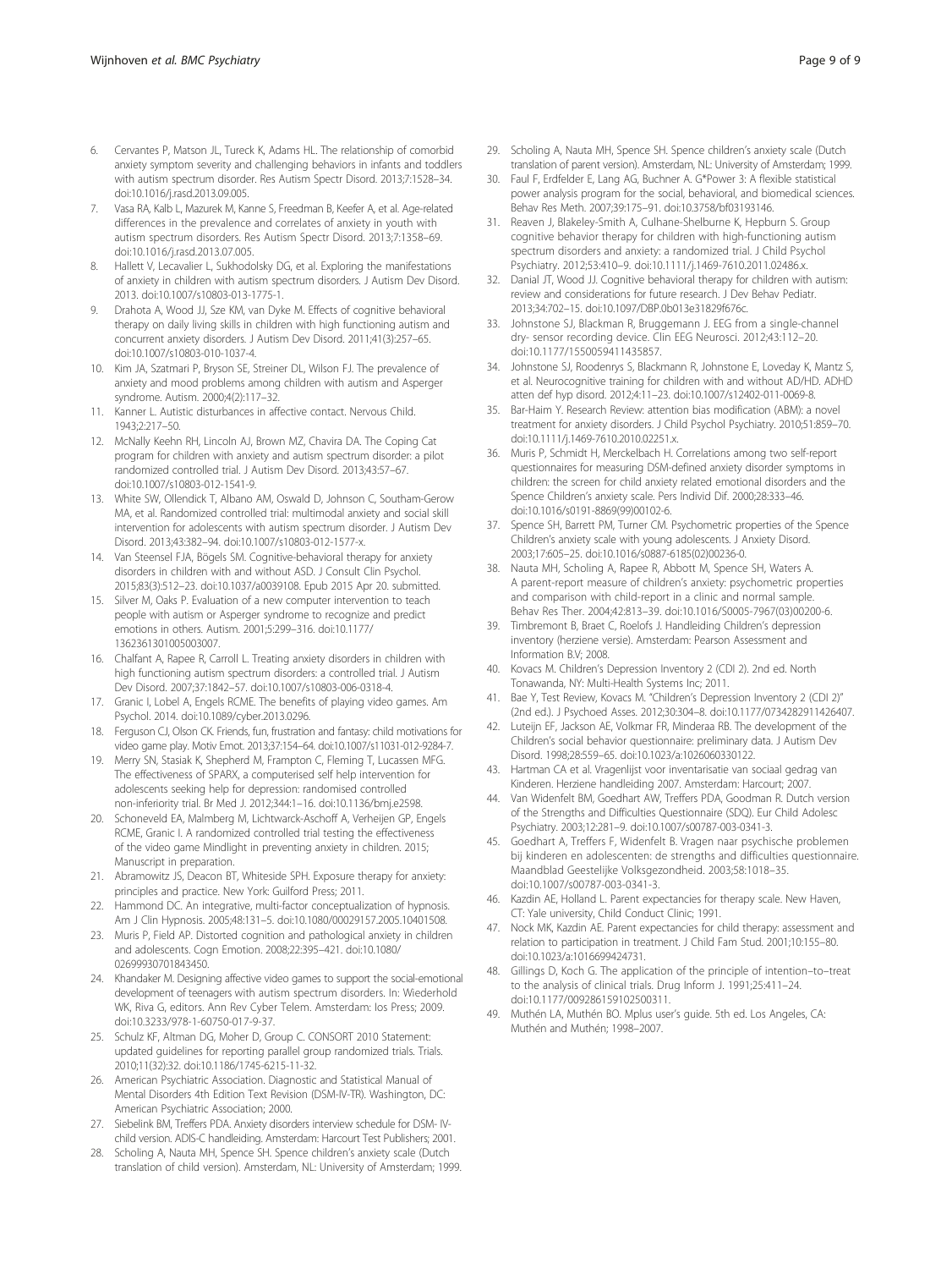6. Cervantes P, Matson JL, Tureck K, Adams HL. The relationship of comorbid anxiety symptom severity and challenging behaviors in infants and toddlers with autism spectrum disorder. Res Autism Spectr Disord. 2013;7:1528–34. doi:10.1016/j.rasd.2013.09.005.
7. Vasa RA, Kalb L, Mazurek M, Kanne S, Freedman B, Keefer A, et al. Age-related differences in the prevalence and correlates of anxiety in youth with autism spectrum disorders. Res Autism Spectr Disord. 2013;7:1358–69. doi:10.1016/j.rasd.2013.07.005.
8. Hallett V, Lecavalier L, Sukhodolsky DG, et al. Exploring the manifestations of anxiety in children with autism spectrum disorders. J Autism Dev Disord. 2013. doi:10.1007/s10803-013-1775-1.
9. Drahota A, Wood JJ, Sze KM, van Dyke M. Effects of cognitive behavioral therapy on daily living skills in children with high functioning autism and concurrent anxiety disorders. J Autism Dev Disord. 2011;41(3):257–65. doi:10.1007/s10803-010-1037-4.
10. Kim JA, Szatmari P, Bryson SE, Streiner DL, Wilson FJ. The prevalence of anxiety and mood problems among children with autism and Asperger syndrome. Autism. 2000;4(2):117–32.
11. Kanner L. Autistic disturbances in affective contact. Nervous Child. 1943;2:217–50.
12. McNally Keehn RH, Lincoln AJ, Brown MZ, Chavira DA. The Coping Cat program for children with anxiety and autism spectrum disorder: a pilot randomized controlled trial. J Autism Dev Disord. 2013;43:57–67. doi:10.1007/s10803-012-1541-9.
13. White SW, Ollendick T, Albano AM, Oswald D, Johnson C, Southam-Gerow MA, et al. Randomized controlled trial: multimodal anxiety and social skill intervention for adolescents with autism spectrum disorder. J Autism Dev Disord. 2013;43:382–94. doi:10.1007/s10803-012-1577-x.
14. Van Steensel FJA, Bögels SM. Cognitive-behavioral therapy for anxiety disorders in children with and without ASD. J Consult Clin Psychol. 2015;83(3):512–23. doi:10.1037/a0039108. Epub 2015 Apr 20. submitted.
15. Silver M, Oaks P. Evaluation of a new computer intervention to teach people with autism or Asperger syndrome to recognize and predict emotions in others. Autism. 2001;5:299–316. doi:10.1177/1362361301005003007.
16. Chalfant A, Rapee R, Carroll L. Treating anxiety disorders in children with high functioning autism spectrum disorders: a controlled trial. J Autism Dev Disord. 2007;37:1842–57. doi:10.1007/s10803-006-0318-4.
17. Granic I, Lobel A, Engels RCME. The benefits of playing video games. Am Psychol. 2014. doi:10.1089/cyber.2013.0296.
18. Ferguson CJ, Olson CK. Friends, fun, frustration and fantasy: child motivations for video game play. Motiv Emot. 2013;37:154–64. doi:10.1007/s11031-012-9284-7.
19. Merry SN, Stasiak K, Shepherd M, Frampton C, Fleming T, Lucassen MFG. The effectiveness of SPARX, a computerised self help intervention for adolescents seeking help for depression: randomised controlled non-inferiority trial. Br Med J. 2012;344:1–16. doi:10.1136/bmj.e2598.
20. Schoneveld EA, Malmberg M, Lichtwarck-Aschoff A, Verheijen GP, Engels RCME, Granic I. A randomized controlled trial testing the effectiveness of the video game Mindlight in preventing anxiety in children. 2015; Manuscript in preparation.
21. Abramowitz JS, Deacon BT, Whiteside SPH. Exposure therapy for anxiety: principles and practice. New York: Guilford Press; 2011.
22. Hammond DC. An integrative, multi-factor conceptualization of hypnosis. Am J Clin Hypnosis. 2005;48:131–5. doi:10.1080/00029157.2005.10401508.
23. Muris P, Field AP. Distorted cognition and pathological anxiety in children and adolescents. Cogn Emotion. 2008;22:395–421. doi:10.1080/02699930701843450.
24. Khandaker M. Designing affective video games to support the social-emotional development of teenagers with autism spectrum disorders. In: Wiederhold WK, Riva G, editors. Ann Rev Cyber Telem. Amsterdam: Ios Press; 2009. doi:10.3233/978-1-60750-017-9-37.
25. Schulz KF, Altman DG, Moher D, Group C. CONSORT 2010 Statement: updated guidelines for reporting parallel group randomized trials. Trials. 2010;11(32):32. doi:10.1186/1745-6215-11-32.
26. American Psychiatric Association. Diagnostic and Statistical Manual of Mental Disorders 4th Edition Text Revision (DSM-IV-TR). Washington, DC: American Psychiatric Association; 2000.
27. Siebelink BM, Treffers PDA. Anxiety disorders interview schedule for DSM- IV-child version. ADIS-C handleiding. Amsterdam: Harcourt Test Publishers; 2001.
28. Scholing A, Nauta MH, Spence SH. Spence children's anxiety scale (Dutch translation of child version). Amsterdam, NL: University of Amsterdam; 1999.
29. Scholing A, Nauta MH, Spence SH. Spence children's anxiety scale (Dutch translation of parent version). Amsterdam, NL: University of Amsterdam; 1999.
30. Faul F, Erdfelder E, Lang AG, Buchner A. G*Power 3: A flexible statistical power analysis program for the social, behavioral, and biomedical sciences. Behav Res Meth. 2007;39:175–91. doi:10.3758/bf03193146.
31. Reaven J, Blakeley-Smith A, Culhane-Shelburne K, Hepburn S. Group cognitive behavior therapy for children with high-functioning autism spectrum disorders and anxiety: a randomized trial. J Child Psychol Psychiatry. 2012;53:410–9. doi:10.1111/j.1469-7610.2011.02486.x.
32. Danial JT, Wood JJ. Cognitive behavioral therapy for children with autism: review and considerations for future research. J Dev Behav Pediatr. 2013;34:702–15. doi:10.1097/DBP.0b013e31829f676c.
33. Johnstone SJ, Blackman R, Bruggemann J. EEG from a single-channel dry- sensor recording device. Clin EEG Neurosci. 2012;43:112–20. doi:10.1177/1550059411435857.
34. Johnstone SJ, Roodenrys S, Blackmann R, Johnstone E, Loveday K, Mantz S, et al. Neurocognitive training for children with and without AD/HD. ADHD atten def hyp disord. 2012;4:11–23. doi:10.1007/s12402-011-0069-8.
35. Bar-Haim Y. Research Review: attention bias modification (ABM): a novel treatment for anxiety disorders. J Child Psychol Psychiatry. 2010;51:859–70. doi:10.1111/j.1469-7610.2010.02251.x.
36. Muris P, Schmidt H, Merckelbach H. Correlations among two self-report questionnaires for measuring DSM-defined anxiety disorder symptoms in children: the screen for child anxiety related emotional disorders and the Spence Children's anxiety scale. Pers Individ Dif. 2000;28:333–46. doi:10.1016/s0191-8869(99)00102-6.
37. Spence SH, Barrett PM, Turner CM. Psychometric properties of the Spence Children's anxiety scale with young adolescents. J Anxiety Disord. 2003;17:605–25. doi:10.1016/s0887-6185(02)00236-0.
38. Nauta MH, Scholing A, Rapee R, Abbott M, Spence SH, Waters A. A parent-report measure of children's anxiety: psychometric properties and comparison with child-report in a clinic and normal sample. Behav Res Ther. 2004;42:813–39. doi:10.1016/S0005-7967(03)00200-6.
39. Timbremont B, Braet C, Roelofs J. Handleiding Children's depression inventory (herziene versie). Amsterdam: Pearson Assessment and Information B.V; 2008.
40. Kovacs M. Children's Depression Inventory 2 (CDI 2). 2nd ed. North Tonawanda, NY: Multi-Health Systems Inc; 2011.
41. Bae Y, Test Review, Kovacs M. "Children's Depression Inventory 2 (CDI 2)" (2nd ed.). J Psychoed Asses. 2012;30:304–8. doi:10.1177/0734282911426407.
42. Luteijn EF, Jackson AE, Volkmar FR, Minderaa RB. The development of the Children's social behavior questionnaire: preliminary data. J Autism Dev Disord. 1998;28:559–65. doi:10.1023/a:1026060330122.
43. Hartman CA et al. Vragenlijst voor inventarisatie van sociaal gedrag van Kinderen. Herziene handleiding 2007. Amsterdam: Harcourt; 2007.
44. Van Widenfelt BM, Goedhart AW, Treffers PDA, Goodman R. Dutch version of the Strengths and Difficulties Questionnaire (SDQ). Eur Child Adolesc Psychiatry. 2003;12:281–9. doi:10.1007/s00787-003-0341-3.
45. Goedhart A, Treffers F, Widenfelt B. Vragen naar psychische problemen bij kinderen en adolescenten: de strengths and difficulties questionnaire. Maandblad Geestelijke Volksgezondheid. 2003;58:1018–35. doi:10.1007/s00787-003-0341-3.
46. Kazdin AE, Holland L. Parent expectancies for therapy scale. New Haven, CT: Yale university, Child Conduct Clinic; 1991.
47. Nock MK, Kazdin AE. Parent expectancies for child therapy: assessment and relation to participation in treatment. J Child Fam Stud. 2001;10:155–80. doi:10.1023/a:1016699424731.
48. Gillings D, Koch G. The application of the principle of intention–to–treat to the analysis of clinical trials. Drug Inform J. 1991;25:411–24. doi:10.1177/009286159102500311.
49. Muthén LA, Muthén BO. Mplus user's guide. 5th ed. Los Angeles, CA: Muthén and Muthén; 1998–2007.